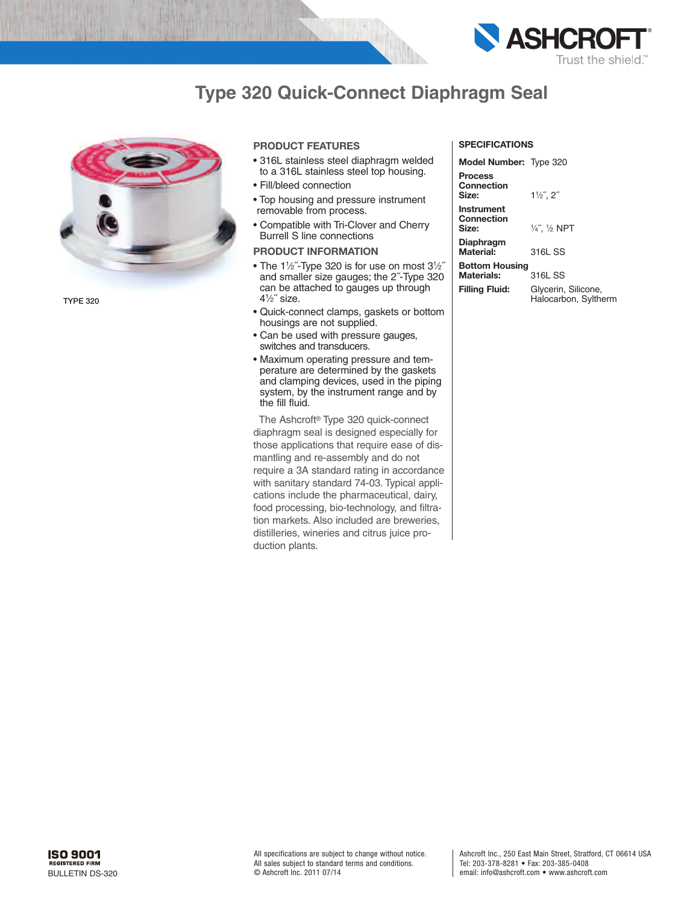# Type 320 Quick-Connect Diaphragm Seal

TYPE 320

## PRODUCT FEATURES

- 316L stainless steel diaphragm welded to a 316L stainless steel top housing.
- Fill/bleed connection
- Top housing and pressure instrument removable from process.
- Compatible with Tri-Clover and Cherry Burrell S line connections

## PRODUCT INFORMATION

- The 1½˝-Type 320 is for use on most 3½˝ and smaller size gauges; the 2˝-Type 320 can be attached to gauges up through 4½˝ size.
- Quick-connect clamps, gaskets or bottom housings are not supplied.
- Can be used with pressure gauges, switches and transducers.
- Maximum operating pressure and temperature are determined by the gaskets and clamping devices, used in the piping system, by the instrument range and by the fill fluid.

The Ashcroft® Type 320 quick-connect diaphragm seal is designed especially for those applications that require ease of dismantling and re-assembly and do not require a 3A standard rating in accordance with sanitary standard 74-03. Typical applications include the pharmaceutical, dairy, food processing, bio-technology, and filtration markets. Also included are breweries, distilleries, wineries and citrus juice production plants.

## SPECIFICATIONS

| | |
|---|---|
| **Model Number:** | Type 320 |
| **Process Connection Size:** | 1½˝, 2˝ |
| **Instrument Connection Size:** | ¼˝, ½ NPT |
| **Diaphragm Material:** | 316L SS |
| **Bottom Housing Materials:** | 316L SS |
| **Filling Fluid:** | Glycerin, Silicone, Halocarbon, Syltherm |

ISO 9001 REGISTERED FIRM

BULLETIN DS-320

All specifications are subject to change without notice.
All sales subject to standard terms and conditions.
© Ashcroft Inc. 2011 07/14

Ashcroft Inc., 250 East Main Street, Stratford, CT 06614 USA
Tel: 203-378-8281 • Fax: 203-385-0408
email: info@ashcroft.com • www.ashcroft.com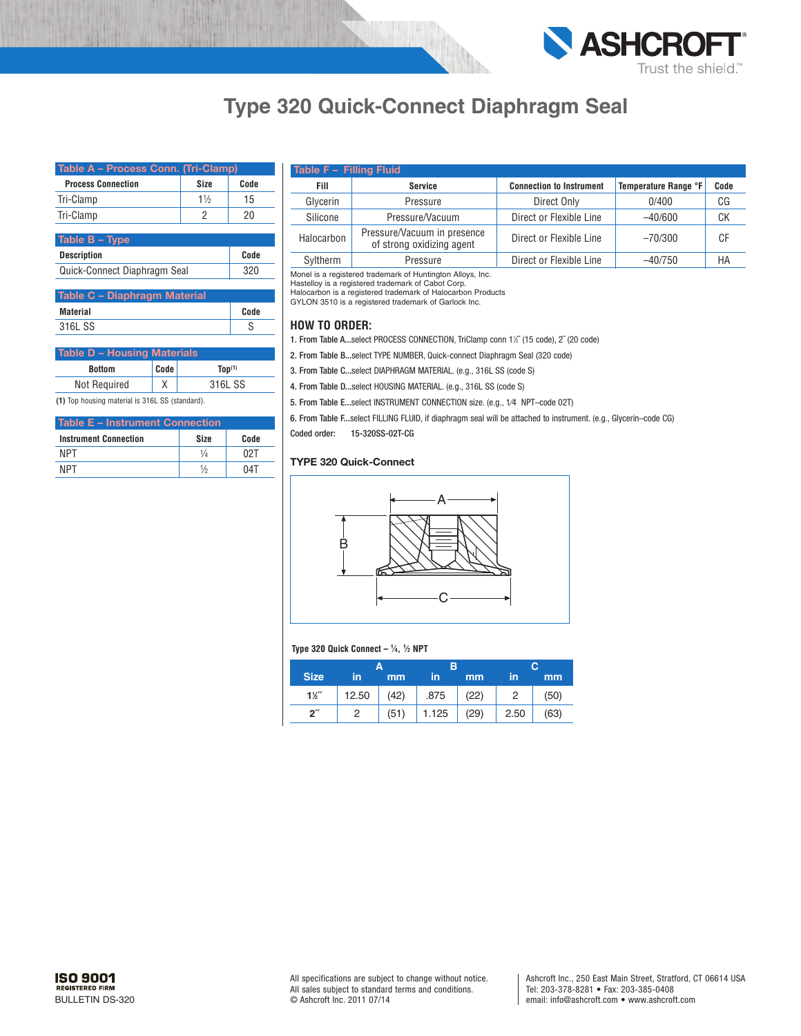# Type 320 Quick-Connect Diaphragm Seal

**Table A – Process Conn. (Tri-Clamp)**

| Process Connection | Size | Code |
|---|---|---|
| Tri-Clamp | 1½ | 15 |
| Tri-Clamp | 2 | 20 |

**Table B – Type**

| Description | Code |
|---|---|
| Quick-Connect Diaphragm Seal | 320 |

**Table C – Diaphragm Material**

| Material | Code |
|---|---|
| 316L SS | S |

**Table D – Housing Materials**

| Bottom | Code | Top[1] |
|---|---|---|
| Not Required | X | 316L SS |

(1) Top housing material is 316L SS (standard).

**Table E – Instrument Connection**

| Instrument Connection | Size | Code |
|---|---|---|
| NPT | ¼ | 02T |
| NPT | ½ | 04T |

**Table F – Filling Fluid**

| Fill | Service | Connection to Instrument | Temperature Range °F | Code |
|---|---|---|---|---|
| Glycerin | Pressure | Direct Only | 0/400 | CG |
| Silicone | Pressure/Vacuum | Direct or Flexible Line | –40/600 | CK |
| Halocarbon | Pressure/Vacuum in presence of strong oxidizing agent | Direct or Flexible Line | –70/300 | CF |
| Syltherm | Pressure | Direct or Flexible Line | –40/750 | HA |

Monel is a registered trademark of Huntington Alloys, Inc.
Hastelloy is a registered trademark of Cabot Corp.
Halocarbon is a registered trademark of Halocarbon Products
GYLON 3510 is a registered trademark of Garlock Inc.

## HOW TO ORDER:

1. From Table A...select PROCESS CONNECTION, TriClamp conn 1½″ (15 code), 2″ (20 code)
2. From Table B...select TYPE NUMBER, Quick-connect Diaphragm Seal (320 code)
3. From Table C...select DIAPHRAGM MATERIAL. (e.g., 316L SS (code S)
4. From Table D...select HOUSING MATERIAL. (e.g., 316L SS (code S)
5. From Table E...select INSTRUMENT CONNECTION size. (e.g., 1⁄4 NPT–code 02T)
6. From Table F...select FILLING FLUID, if diaphragm seal will be attached to instrument. (e.g., Glycerin–code CG)

Coded order: 15-320SS-02T-CG

### TYPE 320 Quick-Connect

A

B

C

**Type 320 Quick Connect – ¼, ½ NPT**

| Size | A | | B | | C | |
|---|---|---|---|---|---|---|
| | in | mm | in | mm | in | mm |
| 1½″ | 12.50 | (42) | .875 | (22) | 2 | (50) |
| 2″ | 2 | (51) | 1.125 | (29) | 2.50 | (63) |

ISO 9001 REGISTERED FIRM
BULLETIN DS-320

All specifications are subject to change without notice.
All sales subject to standard terms and conditions.
© Ashcroft Inc. 2011 07/14

Ashcroft Inc., 250 East Main Street, Stratford, CT 06614 USA
Tel: 203-378-8281 • Fax: 203-385-0408
email: info@ashcroft.com • www.ashcroft.com